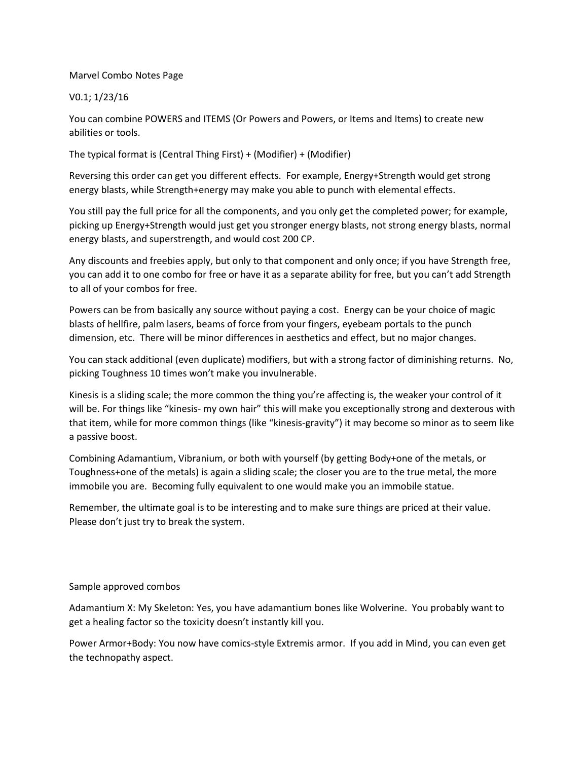Marvel Combo Notes Page

V0.1; 1/23/16

You can combine POWERS and ITEMS (Or Powers and Powers, or Items and Items) to create new abilities or tools.

The typical format is (Central Thing First) + (Modifier) + (Modifier)

Reversing this order can get you different effects. For example, Energy+Strength would get strong energy blasts, while Strength+energy may make you able to punch with elemental effects.

You still pay the full price for all the components, and you only get the completed power; for example, picking up Energy+Strength would just get you stronger energy blasts, not strong energy blasts, normal energy blasts, and superstrength, and would cost 200 CP.

Any discounts and freebies apply, but only to that component and only once; if you have Strength free, you can add it to one combo for free or have it as a separate ability for free, but you can't add Strength to all of your combos for free.

Powers can be from basically any source without paying a cost. Energy can be your choice of magic blasts of hellfire, palm lasers, beams of force from your fingers, eyebeam portals to the punch dimension, etc. There will be minor differences in aesthetics and effect, but no major changes.

You can stack additional (even duplicate) modifiers, but with a strong factor of diminishing returns. No, picking Toughness 10 times won't make you invulnerable.

Kinesis is a sliding scale; the more common the thing you're affecting is, the weaker your control of it will be. For things like "kinesis- my own hair" this will make you exceptionally strong and dexterous with that item, while for more common things (like "kinesis-gravity") it may become so minor as to seem like a passive boost.

Combining Adamantium, Vibranium, or both with yourself (by getting Body+one of the metals, or Toughness+one of the metals) is again a sliding scale; the closer you are to the true metal, the more immobile you are. Becoming fully equivalent to one would make you an immobile statue.

Remember, the ultimate goal is to be interesting and to make sure things are priced at their value. Please don't just try to break the system.

Sample approved combos

Adamantium X: My Skeleton: Yes, you have adamantium bones like Wolverine. You probably want to get a healing factor so the toxicity doesn't instantly kill you.

Power Armor+Body: You now have comics-style Extremis armor. If you add in Mind, you can even get the technopathy aspect.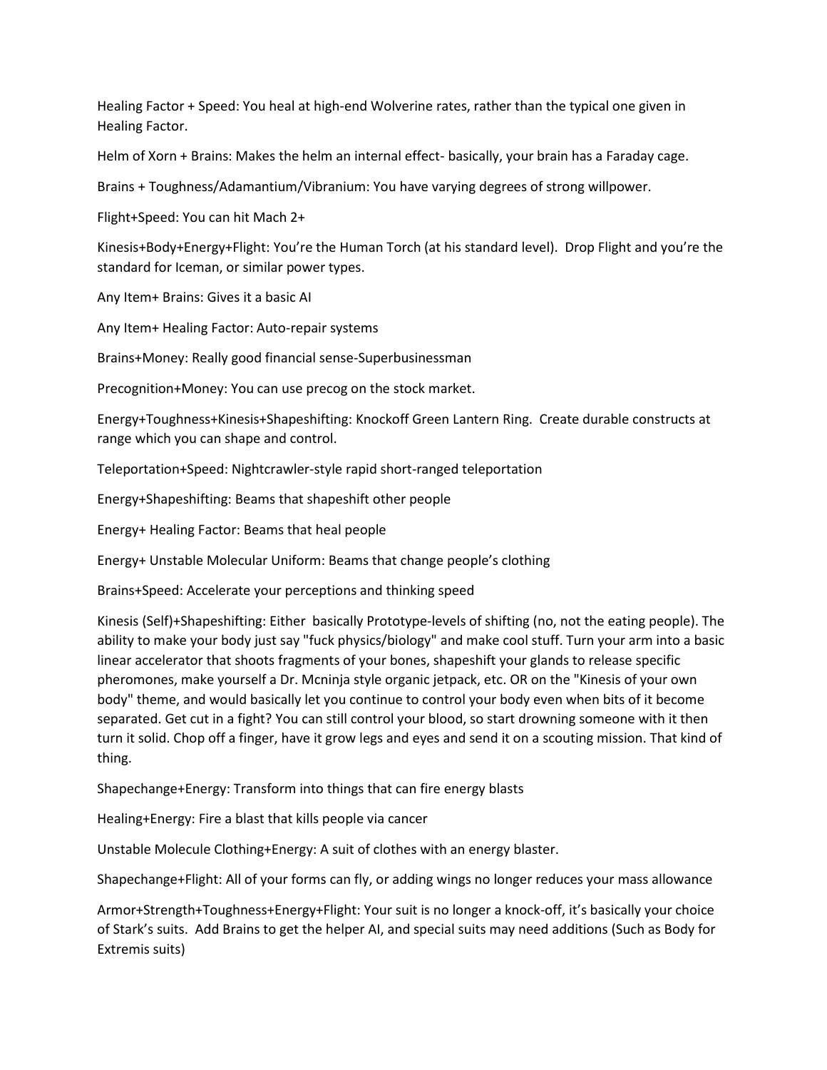Healing Factor + Speed: You heal at high-end Wolverine rates, rather than the typical one given in Healing Factor.

Helm of Xorn + Brains: Makes the helm an internal effect- basically, your brain has a Faraday cage.

Brains + Toughness/Adamantium/Vibranium: You have varying degrees of strong willpower.

Flight+Speed: You can hit Mach 2+

Kinesis+Body+Energy+Flight: You're the Human Torch (at his standard level). Drop Flight and you're the standard for Iceman, or similar power types.

Any Item+ Brains: Gives it a basic AI

Any Item+ Healing Factor: Auto-repair systems

Brains+Money: Really good financial sense-Superbusinessman

Precognition+Money: You can use precog on the stock market.

Energy+Toughness+Kinesis+Shapeshifting: Knockoff Green Lantern Ring. Create durable constructs at range which you can shape and control.

Teleportation+Speed: Nightcrawler-style rapid short-ranged teleportation

Energy+Shapeshifting: Beams that shapeshift other people

Energy+ Healing Factor: Beams that heal people

Energy+ Unstable Molecular Uniform: Beams that change people's clothing

Brains+Speed: Accelerate your perceptions and thinking speed

Kinesis (Self)+Shapeshifting: Either basically Prototype-levels of shifting (no, not the eating people). The ability to make your body just say "fuck physics/biology" and make cool stuff. Turn your arm into a basic linear accelerator that shoots fragments of your bones, shapeshift your glands to release specific pheromones, make yourself a Dr. Mcninja style organic jetpack, etc. OR on the "Kinesis of your own body" theme, and would basically let you continue to control your body even when bits of it become separated. Get cut in a fight? You can still control your blood, so start drowning someone with it then turn it solid. Chop off a finger, have it grow legs and eyes and send it on a scouting mission. That kind of thing.

Shapechange+Energy: Transform into things that can fire energy blasts

Healing+Energy: Fire a blast that kills people via cancer

Unstable Molecule Clothing+Energy: A suit of clothes with an energy blaster.

Shapechange+Flight: All of your forms can fly, or adding wings no longer reduces your mass allowance

Armor+Strength+Toughness+Energy+Flight: Your suit is no longer a knock-off, it's basically your choice of Stark's suits. Add Brains to get the helper AI, and special suits may need additions (Such as Body for Extremis suits)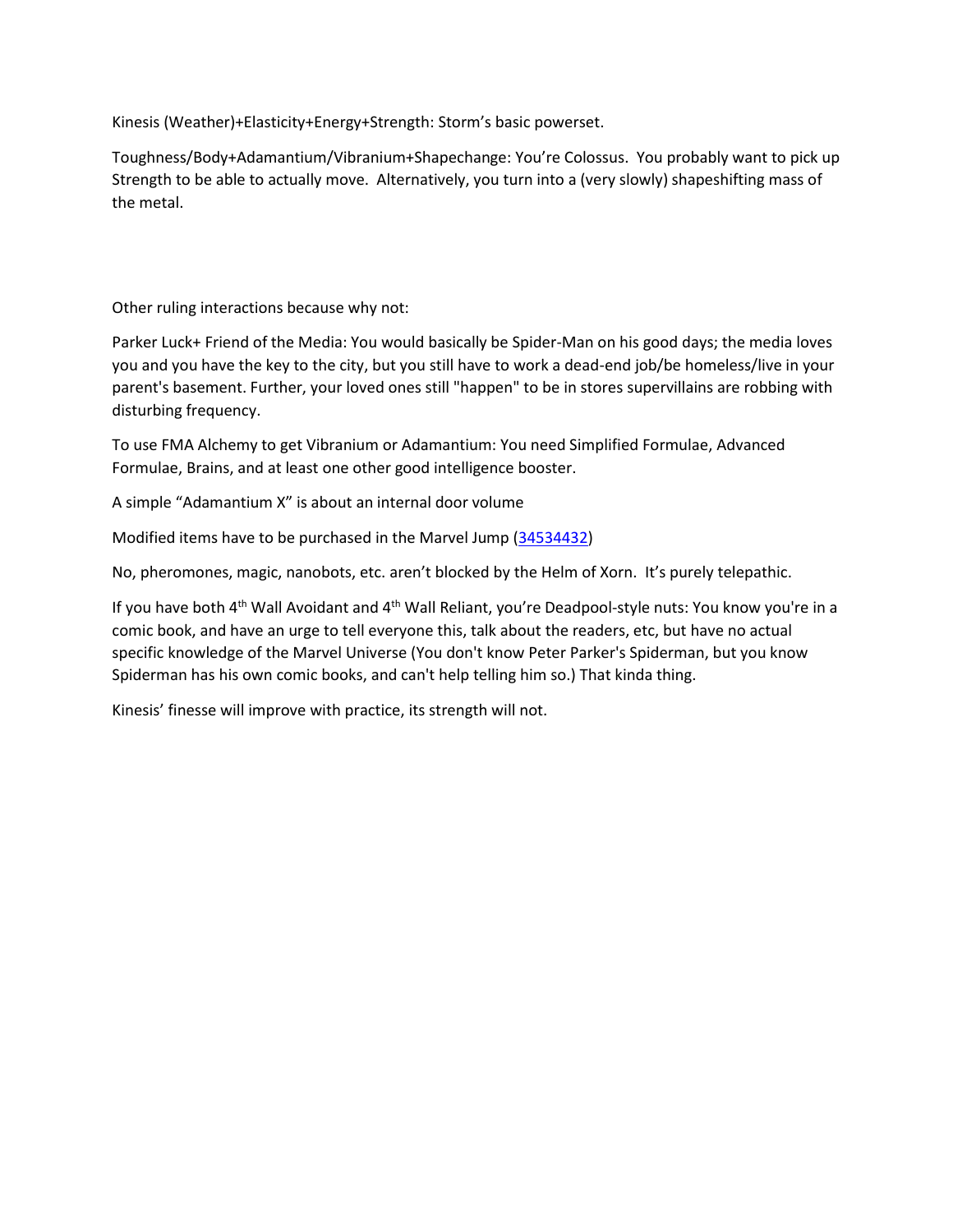Kinesis (Weather)+Elasticity+Energy+Strength: Storm's basic powerset.

Toughness/Body+Adamantium/Vibranium+Shapechange: You're Colossus. You probably want to pick up Strength to be able to actually move. Alternatively, you turn into a (very slowly) shapeshifting mass of the metal.

Other ruling interactions because why not:

Parker Luck+ Friend of the Media: You would basically be Spider-Man on his good days; the media loves you and you have the key to the city, but you still have to work a dead-end job/be homeless/live in your parent's basement. Further, your loved ones still "happen" to be in stores supervillains are robbing with disturbing frequency.

To use FMA Alchemy to get Vibranium or Adamantium: You need Simplified Formulae, Advanced Formulae, Brains, and at least one other good intelligence booster.

A simple "Adamantium X" is about an internal door volume

Modified items have to be purchased in the Marvel Jump (34534432)

No, pheromones, magic, nanobots, etc. aren't blocked by the Helm of Xorn. It's purely telepathic.

If you have both 4th Wall Avoidant and 4th Wall Reliant, you're Deadpool-style nuts: You know you're in a comic book, and have an urge to tell everyone this, talk about the readers, etc, but have no actual specific knowledge of the Marvel Universe (You don't know Peter Parker's Spiderman, but you know Spiderman has his own comic books, and can't help telling him so.) That kinda thing.

Kinesis' finesse will improve with practice, its strength will not.